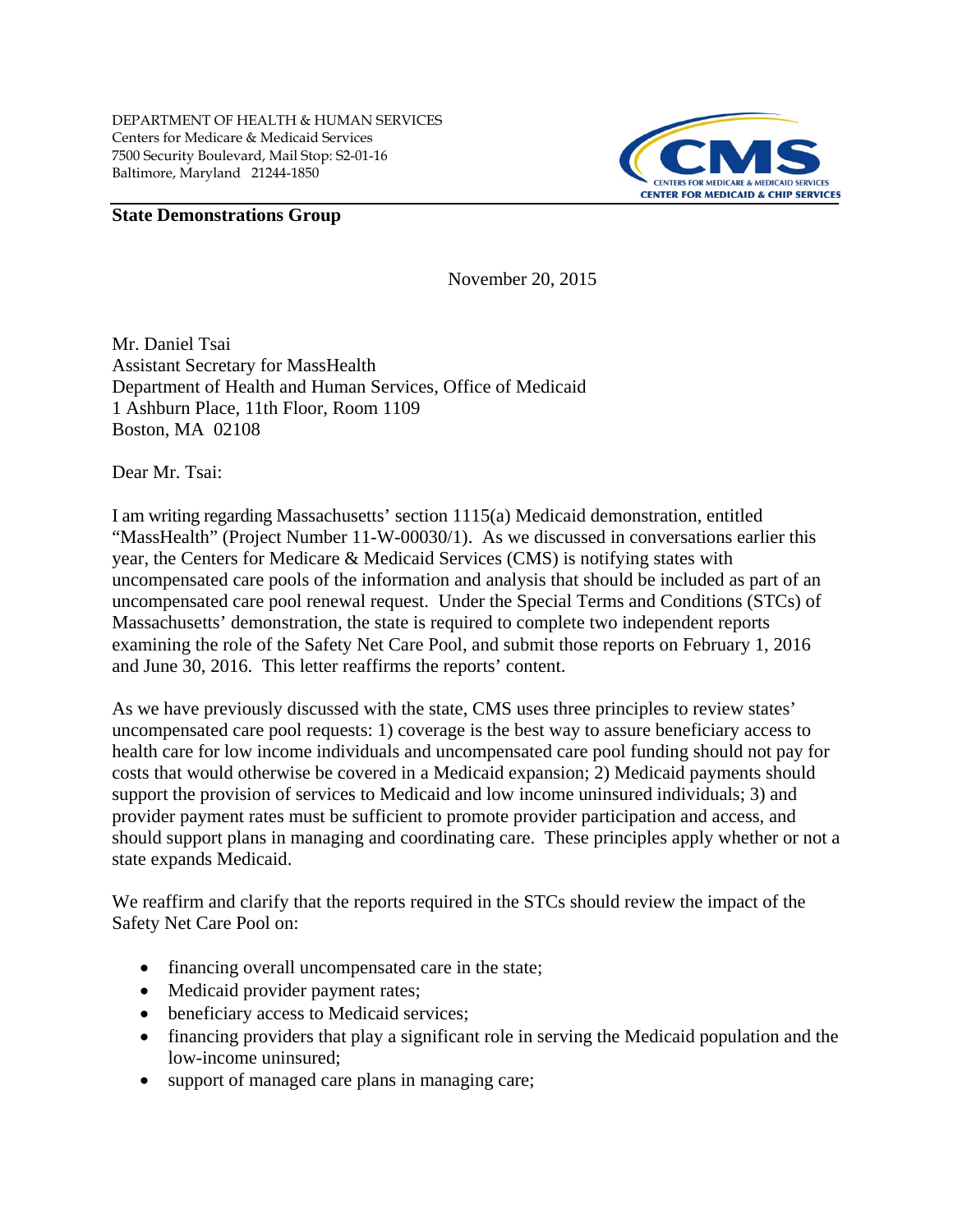DEPARTMENT OF HEALTH & HUMAN SERVICES
Centers for Medicare & Medicaid Services
7500 Security Boulevard, Mail Stop: S2-01-16
Baltimore, Maryland 21244-1850

CMS
CENTERS FOR MEDICARE & MEDICAID SERVICES
CENTER FOR MEDICAID & CHIP SERVICES

**State Demonstrations Group**

November 20, 2015

Mr. Daniel Tsai
Assistant Secretary for MassHealth
Department of Health and Human Services, Office of Medicaid
1 Ashburn Place, 11th Floor, Room 1109
Boston, MA 02108

Dear Mr. Tsai:

I am writing regarding Massachusetts' section 1115(a) Medicaid demonstration, entitled "MassHealth" (Project Number 11-W-00030/1). As we discussed in conversations earlier this year, the Centers for Medicare & Medicaid Services (CMS) is notifying states with uncompensated care pools of the information and analysis that should be included as part of an uncompensated care pool renewal request. Under the Special Terms and Conditions (STCs) of Massachusetts' demonstration, the state is required to complete two independent reports examining the role of the Safety Net Care Pool, and submit those reports on February 1, 2016 and June 30, 2016. This letter reaffirms the reports' content.

As we have previously discussed with the state, CMS uses three principles to review states' uncompensated care pool requests: 1) coverage is the best way to assure beneficiary access to health care for low income individuals and uncompensated care pool funding should not pay for costs that would otherwise be covered in a Medicaid expansion; 2) Medicaid payments should support the provision of services to Medicaid and low income uninsured individuals; 3) and provider payment rates must be sufficient to promote provider participation and access, and should support plans in managing and coordinating care. These principles apply whether or not a state expands Medicaid.

We reaffirm and clarify that the reports required in the STCs should review the impact of the Safety Net Care Pool on:

- financing overall uncompensated care in the state;
- Medicaid provider payment rates;
- beneficiary access to Medicaid services;
- financing providers that play a significant role in serving the Medicaid population and the low-income uninsured;
- support of managed care plans in managing care;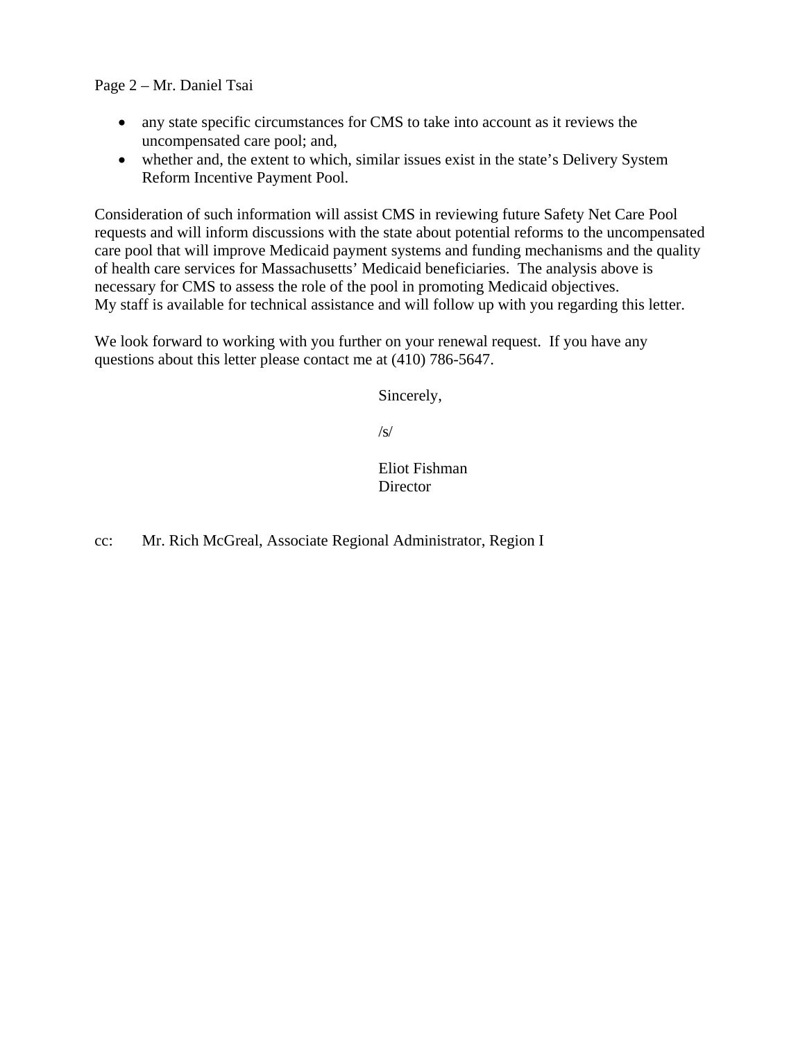- any state specific circumstances for CMS to take into account as it reviews the uncompensated care pool; and,
- whether and, the extent to which, similar issues exist in the state's Delivery System Reform Incentive Payment Pool.

Consideration of such information will assist CMS in reviewing future Safety Net Care Pool requests and will inform discussions with the state about potential reforms to the uncompensated care pool that will improve Medicaid payment systems and funding mechanisms and the quality of health care services for Massachusetts' Medicaid beneficiaries. The analysis above is necessary for CMS to assess the role of the pool in promoting Medicaid objectives. My staff is available for technical assistance and will follow up with you regarding this letter.

We look forward to working with you further on your renewal request. If you have any questions about this letter please contact me at (410) 786-5647.

Sincerely,

/s/

Eliot Fishman
Director

cc: Mr. Rich McGreal, Associate Regional Administrator, Region I